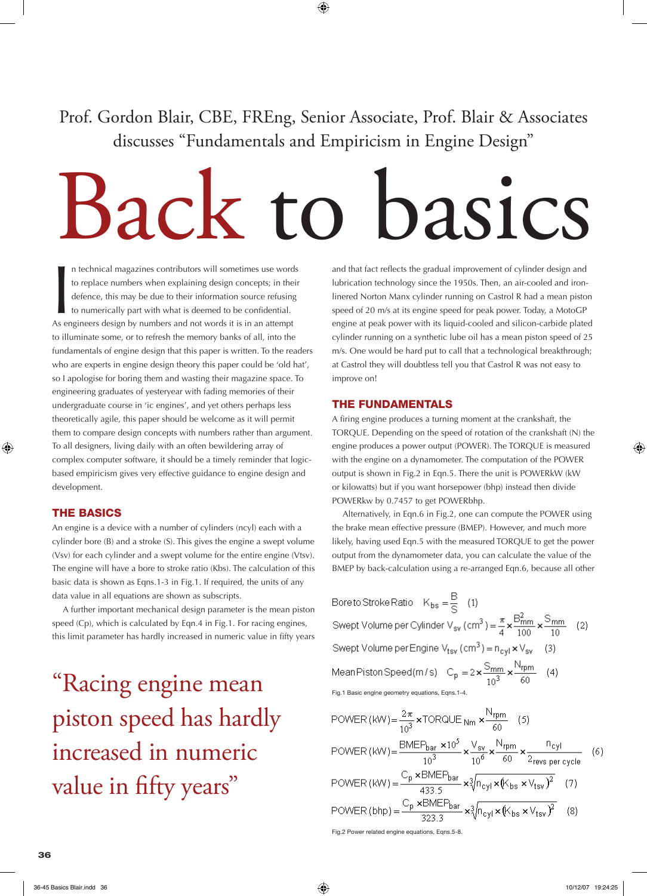Prof. Gordon Blair, CBE, FREng, Senior Associate, Prof. Blair & Associates discusses "Fundamentals and Empiricism in Engine Design"

# Back to basics

In technical magazines contributors will sometimes use words to replace numbers when explaining design concepts; in their defence, this may be due to their information source refusing to numerically part with what is deemed to be confidential. As engineers design by numbers and not words it is in an attempt to illuminate some, or to refresh the memory banks of all, into the fundamentals of engine design that this paper is written. To the readers who are experts in engine design theory this paper could be 'old hat', so I apologise for boring them and wasting their magazine space. To engineering graduates of yesteryear with fading memories of their undergraduate course in 'ic engines', and yet others perhaps less theoretically agile, this paper should be welcome as it will permit them to compare design concepts with numbers rather than argument. To all designers, living daily with an often bewildering array of complex computer software, it should be a timely reminder that logic-based empiricism gives very effective guidance to engine design and development.

## THE BASICS

An engine is a device with a number of cylinders (ncyl) each with a cylinder bore (B) and a stroke (S). This gives the engine a swept volume (Vsv) for each cylinder and a swept volume for the entire engine (Vtsv). The engine will have a bore to stroke ratio (Kbs). The calculation of this basic data is shown as Eqns.1-3 in Fig.1. If required, the units of any data value in all equations are shown as subscripts.

A further important mechanical design parameter is the mean piston speed (Cp), which is calculated by Eqn.4 in Fig.1. For racing engines, this limit parameter has hardly increased in numeric value in fifty years and that fact reflects the gradual improvement of cylinder design and lubrication technology since the 1950s. Then, an air-cooled and iron-linered Norton Manx cylinder running on Castrol R had a mean piston speed of 20 m/s at its engine speed for peak power. Today, a MotoGP engine at peak power with its liquid-cooled and silicon-carbide plated cylinder running on a synthetic lube oil has a mean piston speed of 25 m/s. One would be hard put to call that a technological breakthrough; at Castrol they will doubtless tell you that Castrol R was not easy to improve on!

> "Racing engine mean piston speed has hardly increased in numeric value in fifty years"

## THE FUNDAMENTALS

A firing engine produces a turning moment at the crankshaft, the TORQUE. Depending on the speed of rotation of the crankshaft (N) the engine produces a power output (POWER). The TORQUE is measured with the engine on a dynamometer. The computation of the POWER output is shown in Fig.2 in Eqn.5. There the unit is POWERkW (kW or kilowatts) but if you want horsepower (bhp) instead then divide POWERkw by 0.7457 to get POWERbhp.

Alternatively, in Eqn.6 in Fig.2, one can compute the POWER using the brake mean effective pressure (BMEP). However, and much more likely, having used Eqn.5 with the measured TORQUE to get the power output from the dynamometer data, you can calculate the value of the BMEP by back-calculation using a re-arranged Eqn.6, because all other

$$\text{Bore to Stroke Ratio} \quad K_{bs} = \frac{B}{S} \qquad (1)$$

$$\text{Swept Volume per Cylinder } V_{sv}\,(cm^3) = \frac{\pi}{4} \times \frac{B_{mm}^2}{100} \times \frac{S_{mm}}{10} \qquad (2)$$

$$\text{Swept Volume per Engine } V_{tsv}\,(cm^3) = n_{cyl} \times V_{sv} \qquad (3)$$

$$\text{Mean Piston Speed}(m/s) \quad C_p = 2 \times \frac{S_{mm}}{10^3} \times \frac{N_{rpm}}{60} \qquad (4)$$

Fig.1 Basic engine geometry equations, Eqns.1-4.

$$\text{POWER (kW)} = \frac{2\pi}{10^3} \times \text{TORQUE}_{Nm} \times \frac{N_{rpm}}{60} \qquad (5)$$

$$\text{POWER (kW)} = \frac{\text{BMEP}_{bar} \times 10^5}{10^3} \times \frac{V_{sv}}{10^6} \times \frac{N_{rpm}}{60} \times \frac{n_{cyl}}{2_{\text{revs per cycle}}} \qquad (6)$$

$$\text{POWER (kW)} = \frac{C_p \times \text{BMEP}_{bar}}{433.5} \times \sqrt[3]{n_{cyl} \times (K_{bs} \times V_{tsv})^2} \qquad (7)$$

$$\text{POWER (bhp)} = \frac{C_p \times \text{BMEP}_{bar}}{323.3} \times \sqrt[3]{n_{cyl} \times (K_{bs} \times V_{tsv})^2} \qquad (8)$$

Fig.2 Power related engine equations, Eqns.5-8.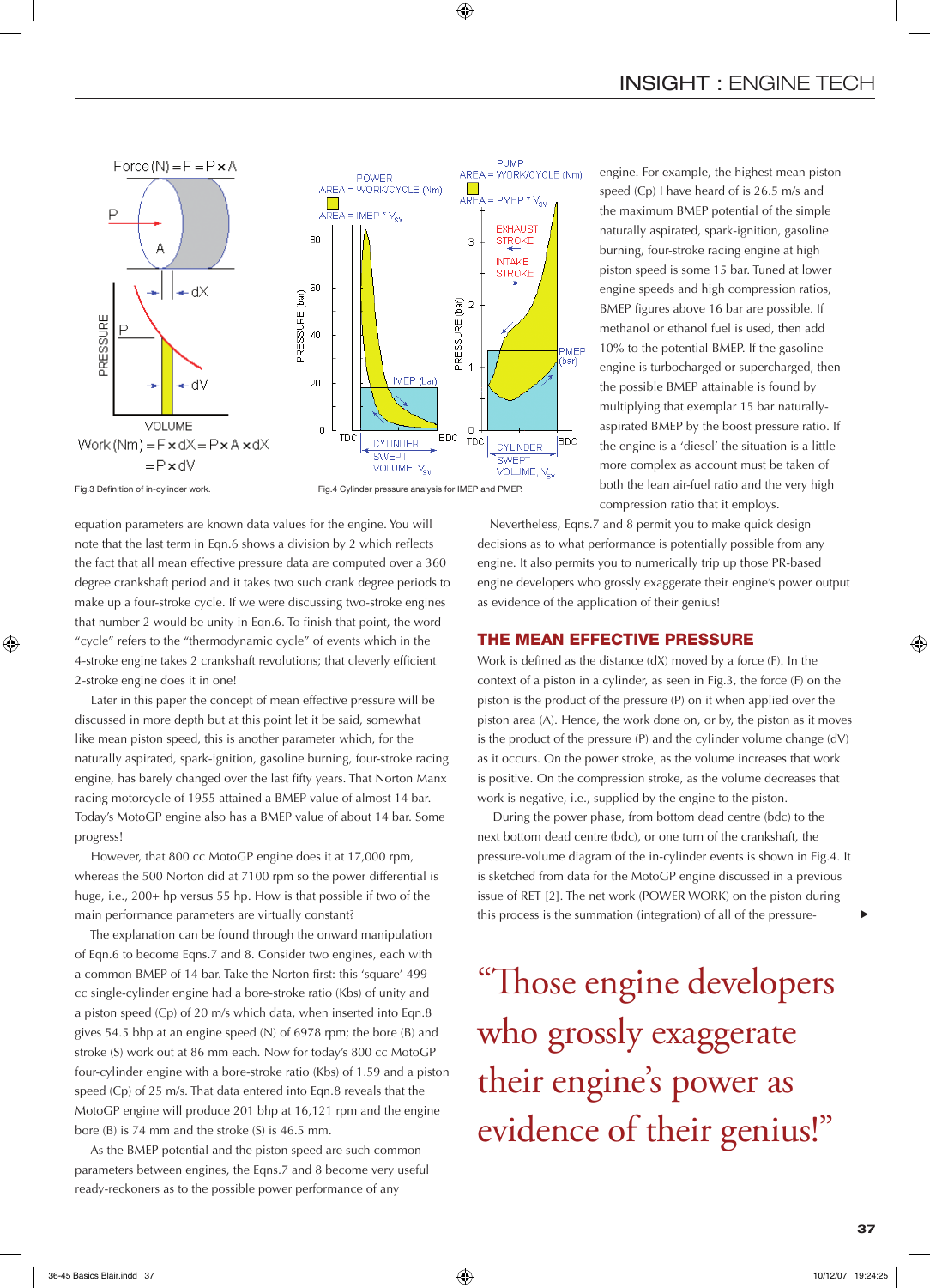Fig.3 Definition of in-cylinder work.

Fig.4 Cylinder pressure analysis for IMEP and PMEP.

engine. For example, the highest mean piston speed (Cp) I have heard of is 26.5 m/s and the maximum BMEP potential of the simple naturally aspirated, spark-ignition, gasoline burning, four-stroke racing engine at high piston speed is some 15 bar. Tuned at lower engine speeds and high compression ratios, BMEP figures above 16 bar are possible. If methanol or ethanol fuel is used, then add 10% to the potential BMEP. If the gasoline engine is turbocharged or supercharged, then the possible BMEP attainable is found by multiplying that exemplar 15 bar naturally-aspirated BMEP by the boost pressure ratio. If the engine is a 'diesel' the situation is a little more complex as account must be taken of both the lean air-fuel ratio and the very high compression ratio that it employs.

equation parameters are known data values for the engine. You will note that the last term in Eqn.6 shows a division by 2 which reflects the fact that all mean effective pressure data are computed over a 360 degree crankshaft period and it takes two such crank degree periods to make up a four-stroke cycle. If we were discussing two-stroke engines that number 2 would be unity in Eqn.6. To finish that point, the word "cycle" refers to the "thermodynamic cycle" of events which in the 4-stroke engine takes 2 crankshaft revolutions; that cleverly efficient 2-stroke engine does it in one!

Later in this paper the concept of mean effective pressure will be discussed in more depth but at this point let it be said, somewhat like mean piston speed, this is another parameter which, for the naturally aspirated, spark-ignition, gasoline burning, four-stroke racing engine, has barely changed over the last fifty years. That Norton Manx racing motorcycle of 1955 attained a BMEP value of almost 14 bar. Today's MotoGP engine also has a BMEP value of about 14 bar. Some progress!

However, that 800 cc MotoGP engine does it at 17,000 rpm, whereas the 500 Norton did at 7100 rpm so the power differential is huge, i.e., 200+ hp versus 55 hp. How is that possible if two of the main performance parameters are virtually constant?

The explanation can be found through the onward manipulation of Eqn.6 to become Eqns.7 and 8. Consider two engines, each with a common BMEP of 14 bar. Take the Norton first: this 'square' 499 cc single-cylinder engine had a bore-stroke ratio (Kbs) of unity and a piston speed (Cp) of 20 m/s which data, when inserted into Eqn.8 gives 54.5 bhp at an engine speed (N) of 6978 rpm; the bore (B) and stroke (S) work out at 86 mm each. Now for today's 800 cc MotoGP four-cylinder engine with a bore-stroke ratio (Kbs) of 1.59 and a piston speed (Cp) of 25 m/s. That data entered into Eqn.8 reveals that the MotoGP engine will produce 201 bhp at 16,121 rpm and the engine bore (B) is 74 mm and the stroke (S) is 46.5 mm.

As the BMEP potential and the piston speed are such common parameters between engines, the Eqns.7 and 8 become very useful ready-reckoners as to the possible power performance of any engine.

Nevertheless, Eqns.7 and 8 permit you to make quick design decisions as to what performance is potentially possible from any engine. It also permits you to numerically trip up those PR-based engine developers who grossly exaggerate their engine's power output as evidence of the application of their genius!

## THE MEAN EFFECTIVE PRESSURE

Work is defined as the distance (dX) moved by a force (F). In the context of a piston in a cylinder, as seen in Fig.3, the force (F) on the piston is the product of the pressure (P) on it when applied over the piston area (A). Hence, the work done on, or by, the piston as it moves is the product of the pressure (P) and the cylinder volume change (dV) as it occurs. On the power stroke, as the volume increases that work is positive. On the compression stroke, as the volume decreases that work is negative, i.e., supplied by the engine to the piston.

During the power phase, from bottom dead centre (bdc) to the next bottom dead centre (bdc), or one turn of the crankshaft, the pressure-volume diagram of the in-cylinder events is shown in Fig.4. It is sketched from data for the MotoGP engine discussed in a previous issue of RET [2]. The net work (POWER WORK) on the piston during this process is the summation (integration) of all of the pressure-

"Those engine developers who grossly exaggerate their engine's power as evidence of their genius!"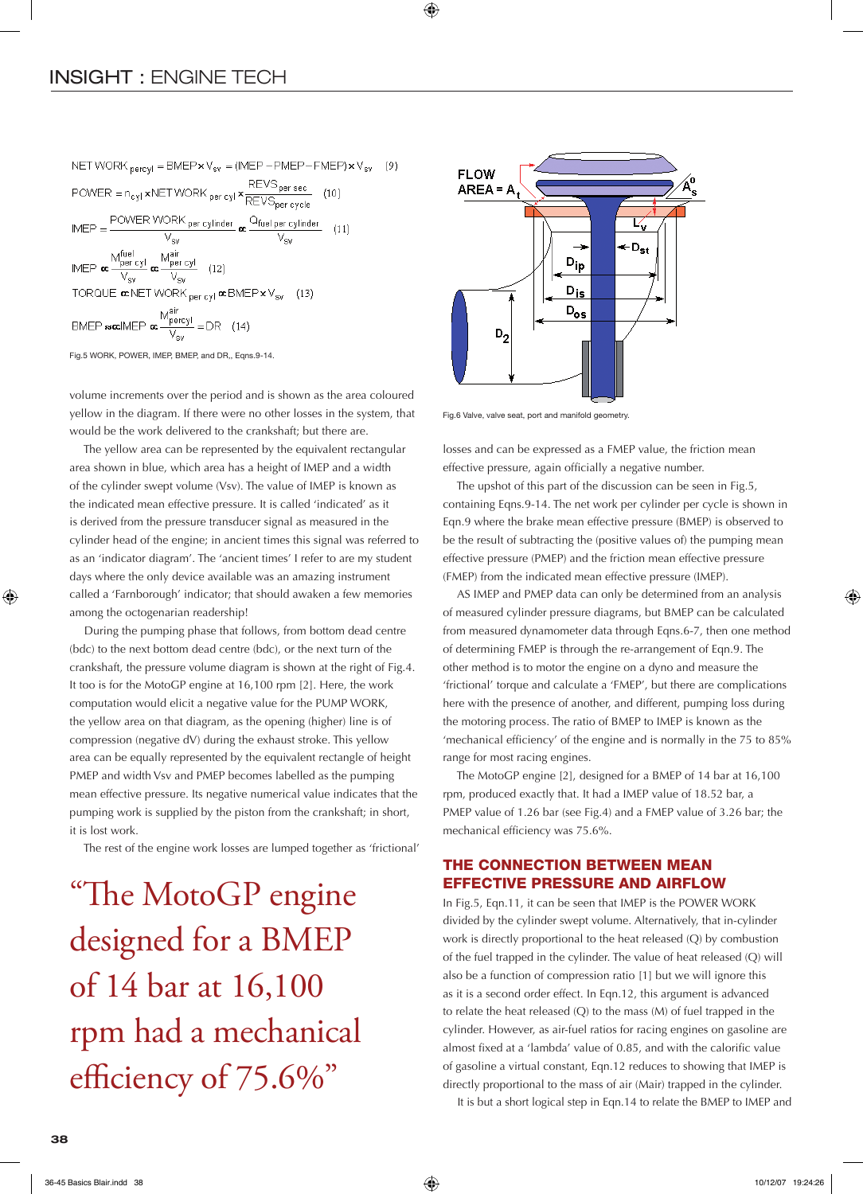$$\text{NET WORK}_{\text{percyl}} = \text{BMEP} \times V_{sv} = (\text{IMEP} - \text{PMEP} - \text{FMEP}) \times V_{sv} \quad (9)$$

$$\text{POWER} = n_{cyl} \times \text{NET WORK}_{\text{per cyl}} \times \frac{\text{REVS}_{\text{per sec}}}{\text{REVS}_{\text{per cycle}}} \quad (10)$$

$$\text{IMEP} = \frac{\text{POWER WORK}_{\text{per cylinder}}}{V_{sv}} \propto \frac{Q_{\text{fuel per cylinder}}}{V_{sv}} \quad (11)$$

$$\text{IMEP} \propto \frac{M^{\text{fuel}}_{\text{per cyl}}}{V_{sv}} \propto \frac{M^{\text{air}}_{\text{per cyl}}}{V_{sv}} \quad (12)$$

$$\text{TORQUE} \propto \text{NET WORK}_{\text{per cyl}} \propto \text{BMEP} \times V_{sv} \quad (13)$$

$$\text{BMEP} \approx \propto \text{IMEP} \propto \frac{M^{\text{air}}_{\text{percyl}}}{V_{sv}} = \text{DR} \quad (14)$$

Fig.5 WORK, POWER, IMEP, BMEP, and DR,, Eqns.9-14.

volume increments over the period and is shown as the area coloured yellow in the diagram. If there were no other losses in the system, that would be the work delivered to the crankshaft; but there are.

The yellow area can be represented by the equivalent rectangular area shown in blue, which area has a height of IMEP and a width of the cylinder swept volume (Vsv). The value of IMEP is known as the indicated mean effective pressure. It is called 'indicated' as it is derived from the pressure transducer signal as measured in the cylinder head of the engine; in ancient times this signal was referred to as an 'indicator diagram'. The 'ancient times' I refer to are my student days where the only device available was an amazing instrument called a 'Farnborough' indicator; that should awaken a few memories among the octogenarian readership!

During the pumping phase that follows, from bottom dead centre (bdc) to the next bottom dead centre (bdc), or the next turn of the crankshaft, the pressure volume diagram is shown at the right of Fig.4. It too is for the MotoGP engine at 16,100 rpm [2]. Here, the work computation would elicit a negative value for the PUMP WORK, the yellow area on that diagram, as the opening (higher) line is of compression (negative dV) during the exhaust stroke. This yellow area can be equally represented by the equivalent rectangle of height PMEP and width Vsv and PMEP becomes labelled as the pumping mean effective pressure. Its negative numerical value indicates that the pumping work is supplied by the piston from the crankshaft; in short, it is lost work.

The rest of the engine work losses are lumped together as 'frictional' losses and can be expressed as a FMEP value, the friction mean effective pressure, again officially a negative number.

> "The MotoGP engine designed for a BMEP of 14 bar at 16,100 rpm had a mechanical efficiency of 75.6%"

FLOW AREA = $A_t$ ; $A^o_s$ ; $L_v$ ; $D_{st}$ ; $D_{ip}$ ; $D_{is}$ ; $D_{os}$ ; $D_2$

Fig.6 Valve, valve seat, port and manifold geometry.

The upshot of this part of the discussion can be seen in Fig.5, containing Eqns.9-14. The net work per cylinder per cycle is shown in Eqn.9 where the brake mean effective pressure (BMEP) is observed to be the result of subtracting the (positive values of) the pumping mean effective pressure (PMEP) and the friction mean effective pressure (FMEP) from the indicated mean effective pressure (IMEP).

AS IMEP and PMEP data can only be determined from an analysis of measured cylinder pressure diagrams, but BMEP can be calculated from measured dynamometer data through Eqns.6-7, then one method of determining FMEP is through the re-arrangement of Eqn.9. The other method is to motor the engine on a dyno and measure the 'frictional' torque and calculate a 'FMEP', but there are complications here with the presence of another, and different, pumping loss during the motoring process. The ratio of BMEP to IMEP is known as the 'mechanical efficiency' of the engine and is normally in the 75 to 85% range for most racing engines.

The MotoGP engine [2], designed for a BMEP of 14 bar at 16,100 rpm, produced exactly that. It had a IMEP value of 18.52 bar, a PMEP value of 1.26 bar (see Fig.4) and a FMEP value of 3.26 bar; the mechanical efficiency was 75.6%.

## THE CONNECTION BETWEEN MEAN EFFECTIVE PRESSURE AND AIRFLOW

In Fig.5, Eqn.11, it can be seen that IMEP is the POWER WORK divided by the cylinder swept volume. Alternatively, that in-cylinder work is directly proportional to the heat released (Q) by combustion of the fuel trapped in the cylinder. The value of heat released (Q) will also be a function of compression ratio [1] but we will ignore this as it is a second order effect. In Eqn.12, this argument is advanced to relate the heat released (Q) to the mass (M) of fuel trapped in the cylinder. However, as air-fuel ratios for racing engines on gasoline are almost fixed at a 'lambda' value of 0.85, and with the calorific value of gasoline a virtual constant, Eqn.12 reduces to showing that IMEP is directly proportional to the mass of air (Mair) trapped in the cylinder.

It is but a short logical step in Eqn.14 to relate the BMEP to IMEP and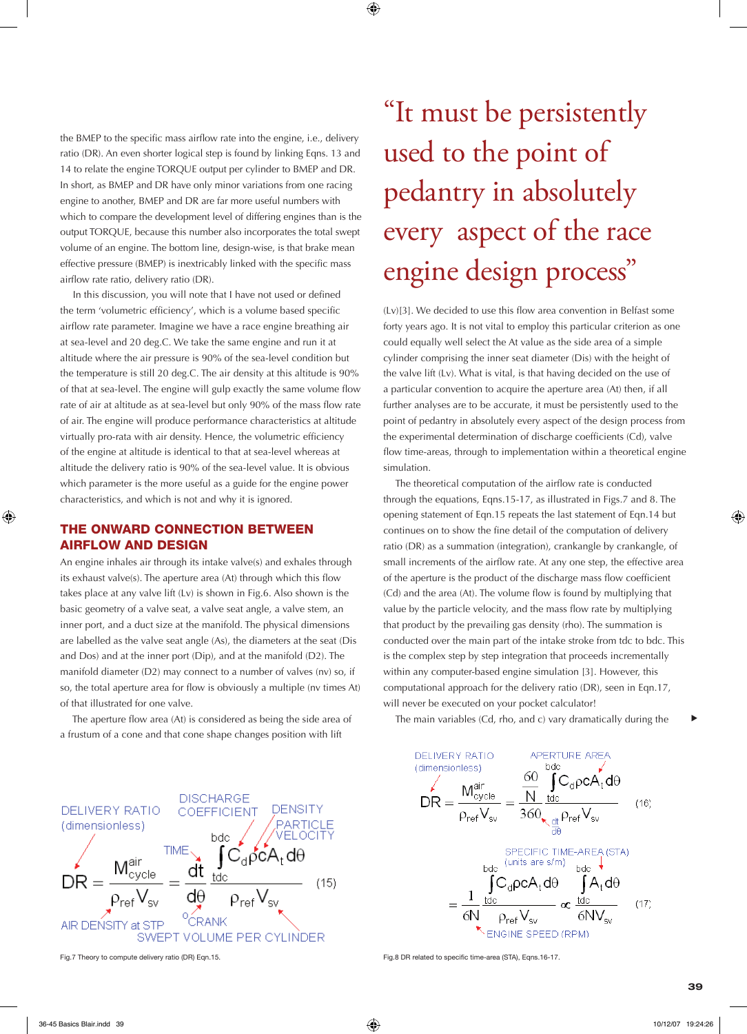the BMEP to the specific mass airflow rate into the engine, i.e., delivery ratio (DR). An even shorter logical step is found by linking Eqns. 13 and 14 to relate the engine TORQUE output per cylinder to BMEP and DR. In short, as BMEP and DR have only minor variations from one racing engine to another, BMEP and DR are far more useful numbers with which to compare the development level of differing engines than is the output TORQUE, because this number also incorporates the total swept volume of an engine. The bottom line, design-wise, is that brake mean effective pressure (BMEP) is inextricably linked with the specific mass airflow rate ratio, delivery ratio (DR).

In this discussion, you will note that I have not used or defined the term 'volumetric efficiency', which is a volume based specific airflow rate parameter. Imagine we have a race engine breathing air at sea-level and 20 deg.C. We take the same engine and run it at altitude where the air pressure is 90% of the sea-level condition but the temperature is still 20 deg.C. The air density at this altitude is 90% of that at sea-level. The engine will gulp exactly the same volume flow rate of air at altitude as at sea-level but only 90% of the mass flow rate of air. The engine will produce performance characteristics at altitude virtually pro-rata with air density. Hence, the volumetric efficiency of the engine at altitude is identical to that at sea-level whereas at altitude the delivery ratio is 90% of the sea-level value. It is obvious which parameter is the more useful as a guide for the engine power characteristics, and which is not and why it is ignored.

## THE ONWARD CONNECTION BETWEEN AIRFLOW AND DESIGN

An engine inhales air through its intake valve(s) and exhales through its exhaust valve(s). The aperture area (At) through which this flow takes place at any valve lift (Lv) is shown in Fig.6. Also shown is the basic geometry of a valve seat, a valve seat angle, a valve stem, an inner port, and a duct size at the manifold. The physical dimensions are labelled as the valve seat angle (As), the diameters at the seat (Dis and Dos) and at the inner port (Dip), and at the manifold (D2). The manifold diameter (D2) may connect to a number of valves (nv) so, if so, the total aperture area for flow is obviously a multiple (nv times At) of that illustrated for one valve.

The aperture flow area (At) is considered as being the side area of a frustum of a cone and that cone shape changes position with lift (Lv)[3]. We decided to use this flow area convention in Belfast some forty years ago. It is not vital to employ this particular criterion as one could equally well select the At value as the side area of a simple cylinder comprising the inner seat diameter (Dis) with the height of the valve lift (Lv). What is vital, is that having decided on the use of a particular convention to acquire the aperture area (At) then, if all further analyses are to be accurate, it must be persistently used to the point of pedantry in absolutely every aspect of the design process from the experimental determination of discharge coefficients (Cd), valve flow time-areas, through to implementation within a theoretical engine simulation.

> "It must be persistently used to the point of pedantry in absolutely every aspect of the race engine design process"

The theoretical computation of the airflow rate is conducted through the equations, Eqns.15-17, as illustrated in Figs.7 and 8. The opening statement of Eqn.15 repeats the last statement of Eqn.14 but continues on to show the fine detail of the computation of delivery ratio (DR) as a summation (integration), crankangle by crankangle, of small increments of the airflow rate. At any one step, the effective area of the aperture is the product of the discharge mass flow coefficient (Cd) and the area (At). The volume flow is found by multiplying that value by the particle velocity, and the mass flow rate by multiplying that product by the prevailing gas density (rho). The summation is conducted over the main part of the intake stroke from tdc to bdc. This is the complex step by step integration that proceeds incrementally within any computer-based engine simulation [3]. However, this computational approach for the delivery ratio (DR), seen in Eqn.17, will never be executed on your pocket calculator!

The main variables (Cd, rho, and c) vary dramatically during the

$$DR = \frac{M^{air}_{cycle}}{\rho_{ref} V_{sv}} = \frac{dt}{d\theta} \frac{\int_{tdc}^{bdc} C_d \rho c A_t \, d\theta}{\rho_{ref} V_{sv}} \quad (15)$$

DELIVERY RATIO (dimensionless); DISCHARGE COEFFICIENT; DENSITY; PARTICLE VELOCITY; TIME; °CRANK; AIR DENSITY at STP; SWEPT VOLUME PER CYLINDER

Fig.7 Theory to compute delivery ratio (DR) Eqn.15.

$$DR = \frac{M^{air}_{cycle}}{\rho_{ref} V_{sv}} = \frac{60}{N} \frac{\int_{tdc}^{bdc} C_d \rho c A_t \, d\theta}{360 \rho_{ref} V_{sv}} \quad (16)$$

$$= \frac{1}{6N} \frac{\int_{tdc}^{bdc} C_d \rho c A_t \, d\theta}{\rho_{ref} V_{sv}} \propto \frac{\int_{tdc}^{bdc} A_t \, d\theta}{6 N V_{sv}} \quad (17)$$

DELIVERY RATIO (dimensionless); APERTURE AREA; $\frac{dt}{d\theta}$; SPECIFIC TIME-AREA (STA) (units are s/m); ENGINE SPEED (RPM)

Fig.8 DR related to specific time-area (STA), Eqns.16-17.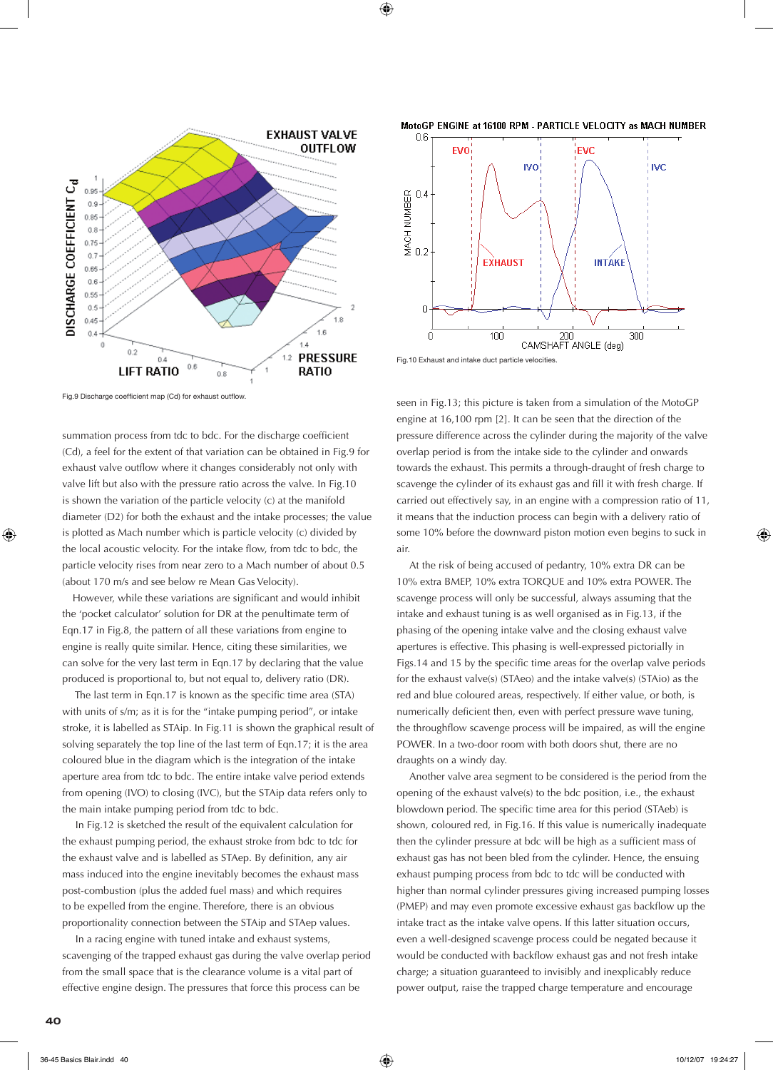Fig.9 Discharge coefficient map (Cd) for exhaust outflow.

Fig.10 Exhaust and intake duct particle velocities.

summation process from tdc to bdc. For the discharge coefficient (Cd), a feel for the extent of that variation can be obtained in Fig.9 for exhaust valve outflow where it changes considerably not only with valve lift but also with the pressure ratio across the valve. In Fig.10 is shown the variation of the particle velocity (c) at the manifold diameter (D2) for both the exhaust and the intake processes; the value is plotted as Mach number which is particle velocity (c) divided by the local acoustic velocity. For the intake flow, from tdc to bdc, the particle velocity rises from near zero to a Mach number of about 0.5 (about 170 m/s and see below re Mean Gas Velocity).

However, while these variations are significant and would inhibit the 'pocket calculator' solution for DR at the penultimate term of Eqn.17 in Fig.8, the pattern of all these variations from engine to engine is really quite similar. Hence, citing these similarities, we can solve for the very last term in Eqn.17 by declaring that the value produced is proportional to, but not equal to, delivery ratio (DR).

The last term in Eqn.17 is known as the specific time area (STA) with units of s/m; as it is for the "intake pumping period", or intake stroke, it is labelled as STAip. In Fig.11 is shown the graphical result of solving separately the top line of the last term of Eqn.17; it is the area coloured blue in the diagram which is the integration of the intake aperture area from tdc to bdc. The entire intake valve period extends from opening (IVO) to closing (IVC), but the STAip data refers only to the main intake pumping period from tdc to bdc.

In Fig.12 is sketched the result of the equivalent calculation for the exhaust pumping period, the exhaust stroke from bdc to tdc for the exhaust valve and is labelled as STAep. By definition, any air mass induced into the engine inevitably becomes the exhaust mass post-combustion (plus the added fuel mass) and which requires to be expelled from the engine. Therefore, there is an obvious proportionality connection between the STAip and STAep values.

In a racing engine with tuned intake and exhaust systems, scavenging of the trapped exhaust gas during the valve overlap period from the small space that is the clearance volume is a vital part of effective engine design. The pressures that force this process can be seen in Fig.13; this picture is taken from a simulation of the MotoGP engine at 16,100 rpm [2]. It can be seen that the direction of the pressure difference across the cylinder during the majority of the valve overlap period is from the intake side to the cylinder and onwards towards the exhaust. This permits a through-draught of fresh charge to scavenge the cylinder of its exhaust gas and fill it with fresh charge. If carried out effectively say, in an engine with a compression ratio of 11, it means that the induction process can begin with a delivery ratio of some 10% before the downward piston motion even begins to suck in air.

At the risk of being accused of pedantry, 10% extra DR can be 10% extra BMEP, 10% extra TORQUE and 10% extra POWER. The scavenge process will only be successful, always assuming that the intake and exhaust tuning is as well organised as in Fig.13, if the phasing of the opening intake valve and the closing exhaust valve apertures is effective. This phasing is well-expressed pictorially in Figs.14 and 15 by the specific time areas for the overlap valve periods for the exhaust valve(s) (STAeo) and the intake valve(s) (STAio) as the red and blue coloured areas, respectively. If either value, or both, is numerically deficient then, even with perfect pressure wave tuning, the throughflow scavenge process will be impaired, as will the engine POWER. In a two-door room with both doors shut, there are no draughts on a windy day.

Another valve area segment to be considered is the period from the opening of the exhaust valve(s) to the bdc position, i.e., the exhaust blowdown period. The specific time area for this period (STAeb) is shown, coloured red, in Fig.16. If this value is numerically inadequate then the cylinder pressure at bdc will be high as a sufficient mass of exhaust gas has not been bled from the cylinder. Hence, the ensuing exhaust pumping process from bdc to tdc will be conducted with higher than normal cylinder pressures giving increased pumping losses (PMEP) and may even promote excessive exhaust gas backflow up the intake tract as the intake valve opens. If this latter situation occurs, even a well-designed scavenge process could be negated because it would be conducted with backflow exhaust gas and not fresh intake charge; a situation guaranteed to invisibly and inexplicably reduce power output, raise the trapped charge temperature and encourage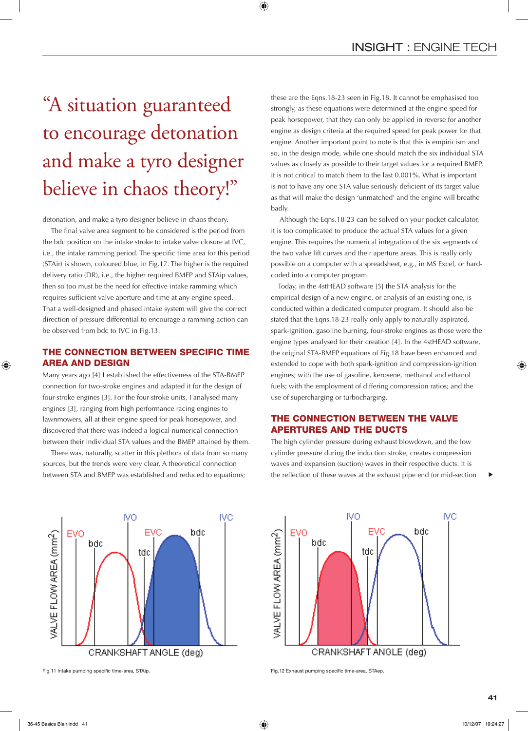> "A situation guaranteed to encourage detonation and make a tyro designer believe in chaos theory!"

detonation, and make a tyro designer believe in chaos theory.

The final valve area segment to be considered is the period from the bdc position on the intake stroke to intake valve closure at IVC, i.e., the intake ramming period. The specific time area for this period (STAir) is shown, coloured blue, in Fig.17. The higher is the required delivery ratio (DR), i.e., the higher required BMEP and STAip values, then so too must be the need for effective intake ramming which requires sufficient valve aperture and time at any engine speed. That a well-designed and phased intake system will give the correct direction of pressure differential to encourage a ramming action can be observed from bdc to IVC in Fig.13.

## THE CONNECTION BETWEEN SPECIFIC TIME AREA AND DESIGN

Many years ago [4] I established the effectiveness of the STA-BMEP connection for two-stroke engines and adapted it for the design of four-stroke engines [3]. For the four-stroke units, I analysed many engines [3], ranging from high performance racing engines to lawnmowers, all at their engine speed for peak horsepower, and discovered that there was indeed a logical numerical connection between their individual STA values and the BMEP attained by them.

There was, naturally, scatter in this plethora of data from so many sources, but the trends were very clear. A theoretical connection between STA and BMEP was established and reduced to equations; these are the Eqns.18-23 seen in Fig.18. It cannot be emphasised too strongly, as these equations were determined at the engine speed for peak horsepower, that they can only be applied in reverse for another engine as design criteria at the required speed for peak power for that engine. Another important point to note is that this is empiricism and so, in the design mode, while one should match the six individual STA values as closely as possible to their target values for a required BMEP, it is not critical to match them to the last 0.001%. What is important is not to have any one STA value seriously deficient of its target value as that will make the design 'unmatched' and the engine will breathe badly.

Although the Eqns.18-23 can be solved on your pocket calculator, it is too complicated to produce the actual STA values for a given engine. This requires the numerical integration of the six segments of the two valve lift curves and their aperture areas. This is really only possible on a computer with a spreadsheet, e.g., in MS Excel, or hard-coded into a computer program.

Today, in the 4stHEAD software [5] the STA analysis for the empirical design of a new engine, or analysis of an existing one, is conducted within a dedicated computer program. It should also be stated that the Eqns.18-23 really only apply to naturally aspirated, spark-ignition, gasoline burning, four-stroke engines as those were the engine types analysed for their creation [4]. In the 4stHEAD software, the original STA-BMEP equations of Fig.18 have been enhanced and extended to cope with both spark-ignition and compression-ignition engines; with the use of gasoline, kerosene, methanol and ethanol fuels; with the employment of differing compression ratios; and the use of supercharging or turbocharging.

## THE CONNECTION BETWEEN THE VALVE APERTURES AND THE DUCTS

The high cylinder pressure during exhaust blowdown, and the low cylinder pressure during the induction stroke, creates compression waves and expansion (suction) waves in their respective ducts. It is the reflection of these waves at the exhaust pipe end (or mid-section

Fig.11 Intake pumping specific time-area, STAip.

Fig.12 Exhaust pumping specific time-area, STAep.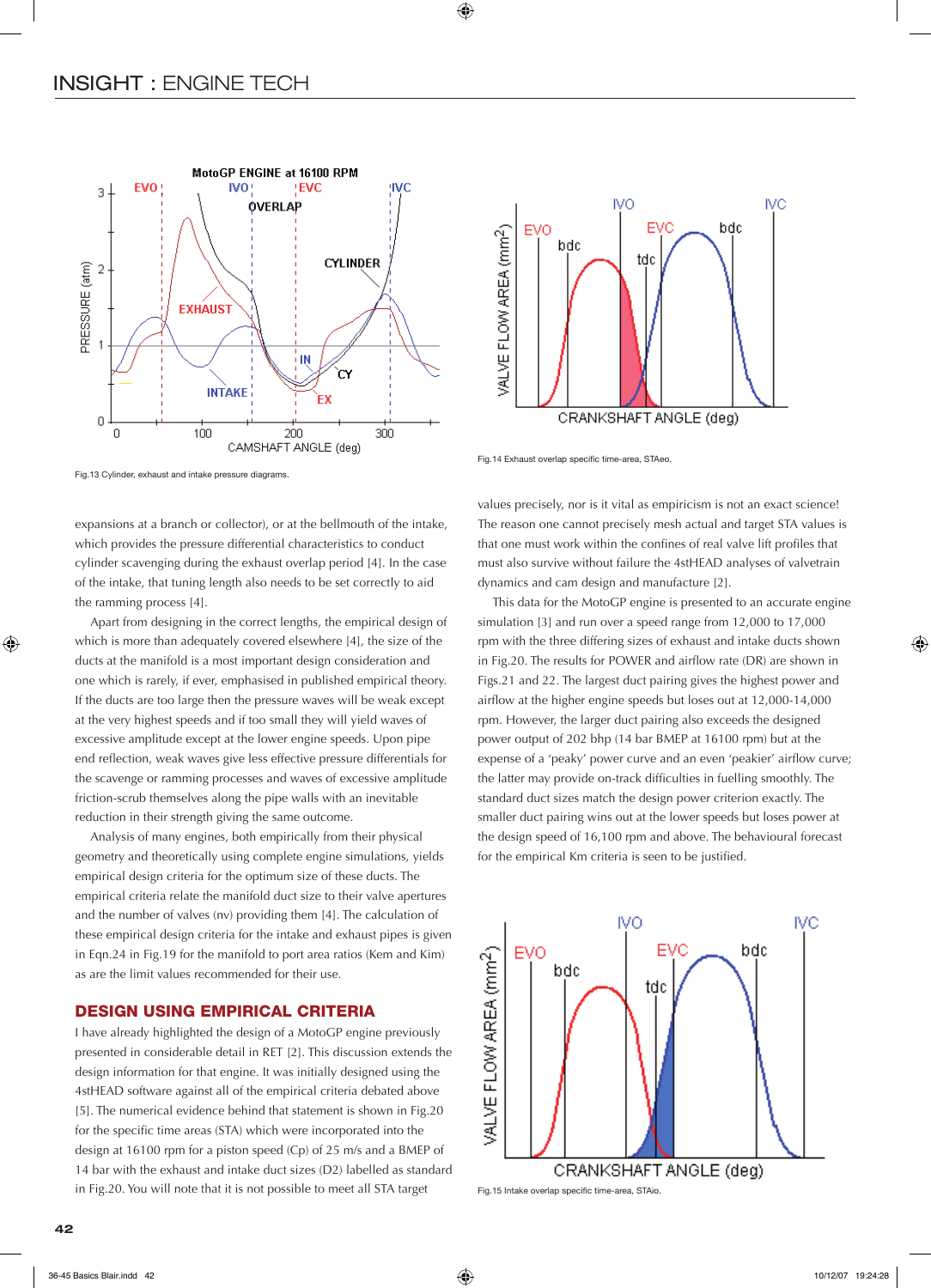## INSIGHT : ENGINE TECH

Fig.13 Cylinder, exhaust and intake pressure diagrams.

Fig.14 Exhaust overlap specific time-area, STAeo.

expansions at a branch or collector), or at the bellmouth of the intake, which provides the pressure differential characteristics to conduct cylinder scavenging during the exhaust overlap period [4]. In the case of the intake, that tuning length also needs to be set correctly to aid the ramming process [4].

Apart from designing in the correct lengths, the empirical design of which is more than adequately covered elsewhere [4], the size of the ducts at the manifold is a most important design consideration and one which is rarely, if ever, emphasised in published empirical theory. If the ducts are too large then the pressure waves will be weak except at the very highest speeds and if too small they will yield waves of excessive amplitude except at the lower engine speeds. Upon pipe end reflection, weak waves give less effective pressure differentials for the scavenge or ramming processes and waves of excessive amplitude friction-scrub themselves along the pipe walls with an inevitable reduction in their strength giving the same outcome.

Analysis of many engines, both empirically from their physical geometry and theoretically using complete engine simulations, yields empirical design criteria for the optimum size of these ducts. The empirical criteria relate the manifold duct size to their valve apertures and the number of valves (nv) providing them [4]. The calculation of these empirical design criteria for the intake and exhaust pipes is given in Eqn.24 in Fig.19 for the manifold to port area ratios (Kem and Kim) as are the limit values recommended for their use.

### DESIGN USING EMPIRICAL CRITERIA

I have already highlighted the design of a MotoGP engine previously presented in considerable detail in RET [2]. This discussion extends the design information for that engine. It was initially designed using the 4stHEAD software against all of the empirical criteria debated above [5]. The numerical evidence behind that statement is shown in Fig.20 for the specific time areas (STA) which were incorporated into the design at 16100 rpm for a piston speed (Cp) of 25 m/s and a BMEP of 14 bar with the exhaust and intake duct sizes (D2) labelled as standard in Fig.20. You will note that it is not possible to meet all STA target values precisely, nor is it vital as empiricism is not an exact science! The reason one cannot precisely mesh actual and target STA values is that one must work within the confines of real valve lift profiles that must also survive without failure the 4stHEAD analyses of valvetrain dynamics and cam design and manufacture [2].

This data for the MotoGP engine is presented to an accurate engine simulation [3] and run over a speed range from 12,000 to 17,000 rpm with the three differing sizes of exhaust and intake ducts shown in Fig.20. The results for POWER and airflow rate (DR) are shown in Figs.21 and 22. The largest duct pairing gives the highest power and airflow at the higher engine speeds but loses out at 12,000-14,000 rpm. However, the larger duct pairing also exceeds the designed power output of 202 bhp (14 bar BMEP at 16100 rpm) but at the expense of a 'peaky' power curve and an even 'peakier' airflow curve; the latter may provide on-track difficulties in fuelling smoothly. The standard duct sizes match the design power criterion exactly. The smaller duct pairing wins out at the lower speeds but loses power at the design speed of 16,100 rpm and above. The behavioural forecast for the empirical Km criteria is seen to be justified.

Fig.15 Intake overlap specific time-area, STAio.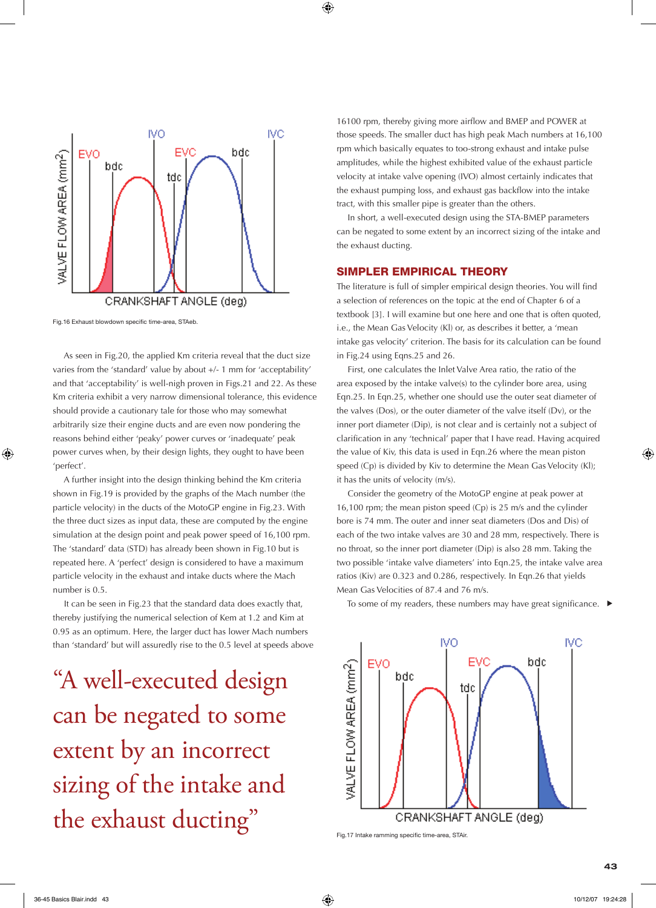Fig.16 Exhaust blowdown specific time-area, STAeb.

As seen in Fig.20, the applied Km criteria reveal that the duct size varies from the 'standard' value by about +/- 1 mm for 'acceptability' and that 'acceptability' is well-nigh proven in Figs.21 and 22. As these Km criteria exhibit a very narrow dimensional tolerance, this evidence should provide a cautionary tale for those who may somewhat arbitrarily size their engine ducts and are even now pondering the reasons behind either 'peaky' power curves or 'inadequate' peak power curves when, by their design lights, they ought to have been 'perfect'.

A further insight into the design thinking behind the Km criteria shown in Fig.19 is provided by the graphs of the Mach number (the particle velocity) in the ducts of the MotoGP engine in Fig.23. With the three duct sizes as input data, these are computed by the engine simulation at the design point and peak power speed of 16,100 rpm. The 'standard' data (STD) has already been shown in Fig.10 but is repeated here. A 'perfect' design is considered to have a maximum particle velocity in the exhaust and intake ducts where the Mach number is 0.5.

It can be seen in Fig.23 that the standard data does exactly that, thereby justifying the numerical selection of Kem at 1.2 and Kim at 0.95 as an optimum. Here, the larger duct has lower Mach numbers than 'standard' but will assuredly rise to the 0.5 level at speeds above 16100 rpm, thereby giving more airflow and BMEP and POWER at those speeds. The smaller duct has high peak Mach numbers at 16,100 rpm which basically equates to too-strong exhaust and intake pulse amplitudes, while the highest exhibited value of the exhaust particle velocity at intake valve opening (IVO) almost certainly indicates that the exhaust pumping loss, and exhaust gas backflow into the intake tract, with this smaller pipe is greater than the others.

In short, a well-executed design using the STA-BMEP parameters can be negated to some extent by an incorrect sizing of the intake and the exhaust ducting.

"A well-executed design can be negated to some extent by an incorrect sizing of the intake and the exhaust ducting"

## SIMPLER EMPIRICAL THEORY

The literature is full of simpler empirical design theories. You will find a selection of references on the topic at the end of Chapter 6 of a textbook [3]. I will examine but one here and one that is often quoted, i.e., the Mean Gas Velocity (Kl) or, as describes it better, a 'mean intake gas velocity' criterion. The basis for its calculation can be found in Fig.24 using Eqns.25 and 26.

First, one calculates the Inlet Valve Area ratio, the ratio of the area exposed by the intake valve(s) to the cylinder bore area, using Eqn.25. In Eqn.25, whether one should use the outer seat diameter of the valves (Dos), or the outer diameter of the valve itself (Dv), or the inner port diameter (Dip), is not clear and is certainly not a subject of clarification in any 'technical' paper that I have read. Having acquired the value of Kiv, this data is used in Eqn.26 where the mean piston speed (Cp) is divided by Kiv to determine the Mean Gas Velocity (Kl); it has the units of velocity (m/s).

Consider the geometry of the MotoGP engine at peak power at 16,100 rpm; the mean piston speed (Cp) is 25 m/s and the cylinder bore is 74 mm. The outer and inner seat diameters (Dos and Dis) of each of the two intake valves are 30 and 28 mm, respectively. There is no throat, so the inner port diameter (Dip) is also 28 mm. Taking the two possible 'intake valve diameters' into Eqn.25, the intake valve area ratios (Kiv) are 0.323 and 0.286, respectively. In Eqn.26 that yields Mean Gas Velocities of 87.4 and 76 m/s.

To some of my readers, these numbers may have great significance. ▶

Fig.17 Intake ramming specific time-area, STAir.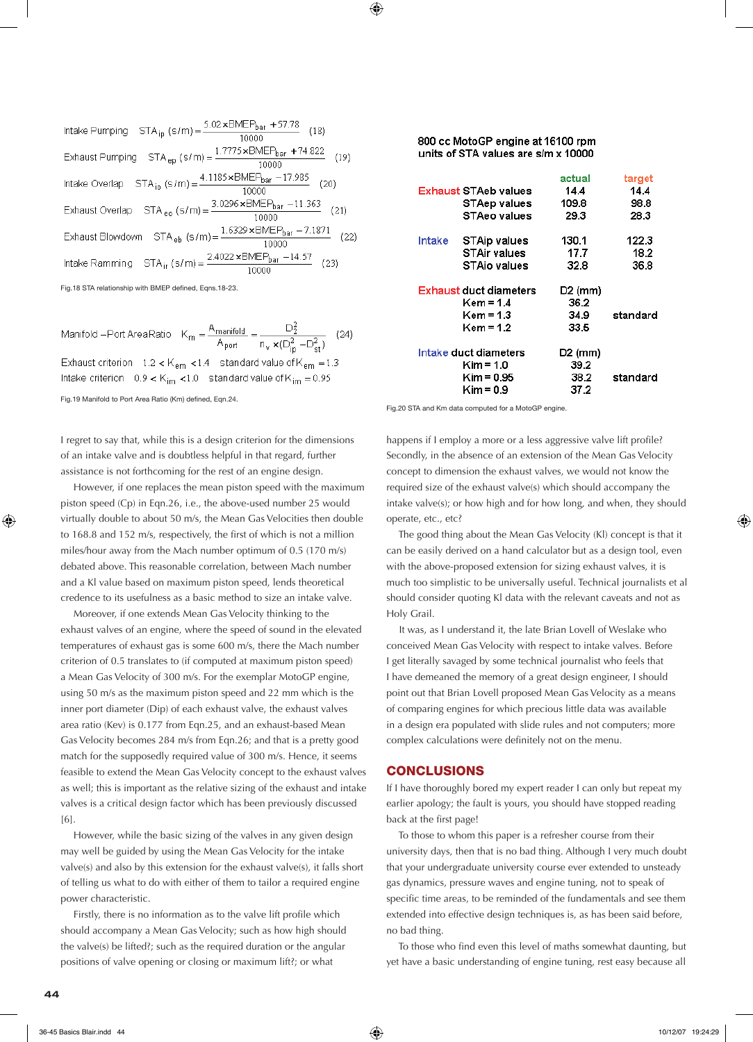Intake Pumping $STA_{ip}\ (s/m) = \dfrac{5.02 \times BMEP_{bar} + 57.78}{10000}$ (18)

Exhaust Pumping $STA_{ep}\ (s/m) = \dfrac{1.7775 \times BMEP_{bar} + 74.822}{10000}$ (19)

Intake Overlap $STA_{io}\ (s/m) = \dfrac{4.1185 \times BMEP_{bar} - 17.985}{10000}$ (20)

Exhaust Overlap $STA_{eo}\ (s/m) = \dfrac{3.0296 \times BMEP_{bar} - 11.363}{10000}$ (21)

Exhaust Blowdown $STA_{eb}\ (s/m) = \dfrac{1.6329 \times BMEP_{bar} - 7.1871}{10000}$ (22)

Intake Ramming $STA_{ir}\ (s/m) = \dfrac{2.4022 \times BMEP_{bar} - 14.57}{10000}$ (23)

Fig.18 STA relationship with BMEP defined, Eqns.18-23.

Manifold – Port Area Ratio $K_m = \dfrac{A_{manifold}}{A_{port}} = \dfrac{D_2^2}{n_v \times (D_{ip}^2 - D_{st}^2)}$ (24)

Exhaust criterion $1.2 < K_{em} < 1.4$ standard value of $K_{em} = 1.3$

Intake criterion $0.9 < K_{im} < 1.0$ standard value of $K_{im} = 0.95$

Fig.19 Manifold to Port Area Ratio (Km) defined, Eqn.24.

800 cc MotoGP engine at 16100 rpm
units of STA values are s/m x 10000

| | | actual | target |
|---|---|---|---|
| Exhaust | STAeb values | 14.4 | 14.4 |
| | STAep values | 109.8 | 98.8 |
| | STAeo values | 29.3 | 28.3 |
| Intake | STAip values | 130.1 | 122.3 |
| | STAir values | 17.7 | 18.2 |
| | STAio values | 32.8 | 36.8 |
| Exhaust duct diameters | | D2 (mm) | |
| | Kem = 1.4 | 36.2 | |
| | Kem = 1.3 | 34.9 | standard |
| | Kem = 1.2 | 33.5 | |
| Intake duct diameters | | D2 (mm) | |
| | Kim = 1.0 | 39.2 | |
| | Kim = 0.95 | 38.2 | standard |
| | Kim = 0.9 | 37.2 | |

Fig.20 STA and Km data computed for a MotoGP engine.

I regret to say that, while this is a design criterion for the dimensions of an intake valve and is doubtless helpful in that regard, further assistance is not forthcoming for the rest of an engine design.

However, if one replaces the mean piston speed with the maximum piston speed (Cp) in Eqn.26, i.e., the above-used number 25 would virtually double to about 50 m/s, the Mean Gas Velocities then double to 168.8 and 152 m/s, respectively, the first of which is not a million miles/hour away from the Mach number optimum of 0.5 (170 m/s) debated above. This reasonable correlation, between Mach number and a Kl value based on maximum piston speed, lends theoretical credence to its usefulness as a basic method to size an intake valve.

Moreover, if one extends Mean Gas Velocity thinking to the exhaust valves of an engine, where the speed of sound in the elevated temperatures of exhaust gas is some 600 m/s, there the Mach number criterion of 0.5 translates to (if computed at maximum piston speed) a Mean Gas Velocity of 300 m/s. For the exemplar MotoGP engine, using 50 m/s as the maximum piston speed and 22 mm which is the inner port diameter (Dip) of each exhaust valve, the exhaust valves area ratio (Kev) is 0.177 from Eqn.25, and an exhaust-based Mean Gas Velocity becomes 284 m/s from Eqn.26; and that is a pretty good match for the supposedly required value of 300 m/s. Hence, it seems feasible to extend the Mean Gas Velocity concept to the exhaust valves as well; this is important as the relative sizing of the exhaust and intake valves is a critical design factor which has been previously discussed [6].

However, while the basic sizing of the valves in any given design may well be guided by using the Mean Gas Velocity for the intake valve(s) and also by this extension for the exhaust valve(s), it falls short of telling us what to do with either of them to tailor a required engine power characteristic.

Firstly, there is no information as to the valve lift profile which should accompany a Mean Gas Velocity; such as how high should the valve(s) be lifted?; such as the required duration or the angular positions of valve opening or closing or maximum lift?; or what happens if I employ a more or a less aggressive valve lift profile? Secondly, in the absence of an extension of the Mean Gas Velocity concept to dimension the exhaust valves, we would not know the required size of the exhaust valve(s) which should accompany the intake valve(s); or how high and for how long, and when, they should operate, etc., etc?

The good thing about the Mean Gas Velocity (Kl) concept is that it can be easily derived on a hand calculator but as a design tool, even with the above-proposed extension for sizing exhaust valves, it is much too simplistic to be universally useful. Technical journalists et al should consider quoting Kl data with the relevant caveats and not as Holy Grail.

It was, as I understand it, the late Brian Lovell of Weslake who conceived Mean Gas Velocity with respect to intake valves. Before I get literally savaged by some technical journalist who feels that I have demeaned the memory of a great design engineer, I should point out that Brian Lovell proposed Mean Gas Velocity as a means of comparing engines for which precious little data was available in a design era populated with slide rules and not computers; more complex calculations were definitely not on the menu.

## CONCLUSIONS

If I have thoroughly bored my expert reader I can only but repeat my earlier apology; the fault is yours, you should have stopped reading back at the first page!

To those to whom this paper is a refresher course from their university days, then that is no bad thing. Although I very much doubt that your undergraduate university course ever extended to unsteady gas dynamics, pressure waves and engine tuning, not to speak of specific time areas, to be reminded of the fundamentals and see them extended into effective design techniques is, as has been said before, no bad thing.

To those who find even this level of maths somewhat daunting, but yet have a basic understanding of engine tuning, rest easy because all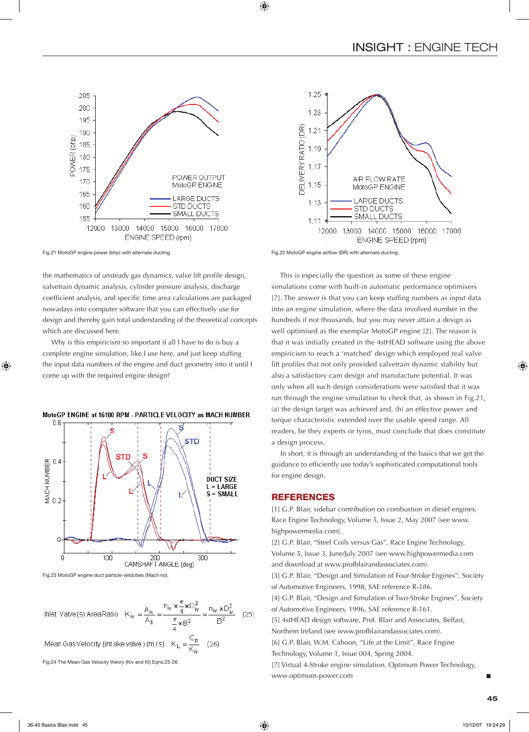POWER OUTPUT
MotoGP ENGINE

LARGE DUCTS
STD DUCTS
SMALL DUCTS

POWER (bhp)

205
200
195
190
185
180
175
170
165
160
155

12000 13000 14000 15000 16000 17000

ENGINE SPEED (rpm)

Fig.21 MotoGP engine power (bhp) with alternate ducting.

AIR FLOW RATE
MotoGP ENGINE

LARGE DUCTS
STD DUCTS
SMALL DUCTS

DELIVERY RATIO (DR)

1.25
1.23
1.21
1.19
1.17
1.15
1.13
1.11

12000 13000 14000 15000 16000 17000

ENGINE SPEED (rpm)

Fig.22 MotoGP engine airflow (DR) with alternate ducting.

the mathematics of unsteady gas dynamics, valve lift profile design, valvetrain dynamic analysis, cylinder pressure analysis, discharge coefficient analysis, and specific time area calculations are packaged nowadays into computer software that you can effectively use for design and thereby gain total understanding of the theoretical concepts which are discussed here.

Why is this empiricism so important if all I have to do is buy a complete engine simulation, like I use here, and just keep stuffing the input data numbers of the engine and duct geometry into it until I come up with the required engine design?

MotoGP ENGINE at 16100 RPM - PARTICLE VELOCITY as MACH NUMBER

MACH NUMBER

0.6
0.4
0.2
0

0 100 200 300

CAMSHAFT ANGLE (deg)

S
STD
S
L
L
L
S
STD
L

DUCT SIZE
L = LARGE
S = SMALL

Fig.23 MotoGP engine duct particle velocities (Mach no).

$$\text{Inlet Valve(s) AreaRatio} \quad K_{iv} = \frac{A_{iv}}{A_b} = \frac{n_{iv} \times \frac{\pi}{4} \times D_{iv}^2}{\frac{\pi}{4} \times B^2} = \frac{n_{iv} \times D_{iv}^2}{B^2} \quad (25)$$

$$\text{Mean Gas Velocity (intake valve) (m/s)} \quad K_L = \frac{C_p}{K_{iv}} \quad (26)$$

Fig.24 The Mean Gas Velocity theory (Kiv and Kl) Eqns.25-26.

This is especially the question as some of these engine simulations come with built-in automatic performance optimisers [7]. The answer is that you can keep stuffing numbers as input data into an engine simulation, where the data involved number in the hundreds if not thousands, but you may never attain a design as well optimised as the exemplar MotoGP engine [2]. The reason is that it was initially created in the 4stHEAD software using the above empiricism to reach a 'matched' design which employed real valve lift profiles that not only provided valvetrain dynamic stability but also a satisfactory cam design and manufacture potential. It was only when all such design considerations were satisfied that it was run through the engine simulation to check that, as shown in Fig.21, (a) the design target was achieved and, (b) an effective power and torque characteristic extended over the usable speed range. All readers, be they experts or tyros, must conclude that does constitute a design process.

In short, it is through an understanding of the basics that we get the guidance to efficiently use today's sophisticated computational tools for engine design.

## REFERENCES

[1] G.P. Blair, sidebar contribution on combustion in diesel engines, Race Engine Technology, Volume 5, Issue 2, May 2007 (see www.highpowermedia.com).

[2] G.P. Blair, "Steel Coils versus Gas", Race Engine Technology, Volume 5, Issue 3, June/July 2007 (see www.highpowermedia.com and download at www.profblairandassociates.com).

[3] G.P. Blair, "Design and Simulation of Four-Stroke Engines", Society of Automotive Engineers, 1998, SAE reference R-186.

[4] G.P. Blair, "Design and Simulation of Two-Stroke Engines", Society of Automotive Engineers, 1996, SAE reference R-161.

[5] 4stHEAD design software, Prof. Blair and Associates, Belfast, Northern Ireland (see www.profblairandassociates.com).

[6] G.P. Blair, W.M. Cahoon, "Life at the Limit", Race Engine Technology, Volume 1, Issue 004, Spring 2004.

[7] Virtual 4-Stroke engine simulation, Optimum Power Technology, www.optimum-power.com

■